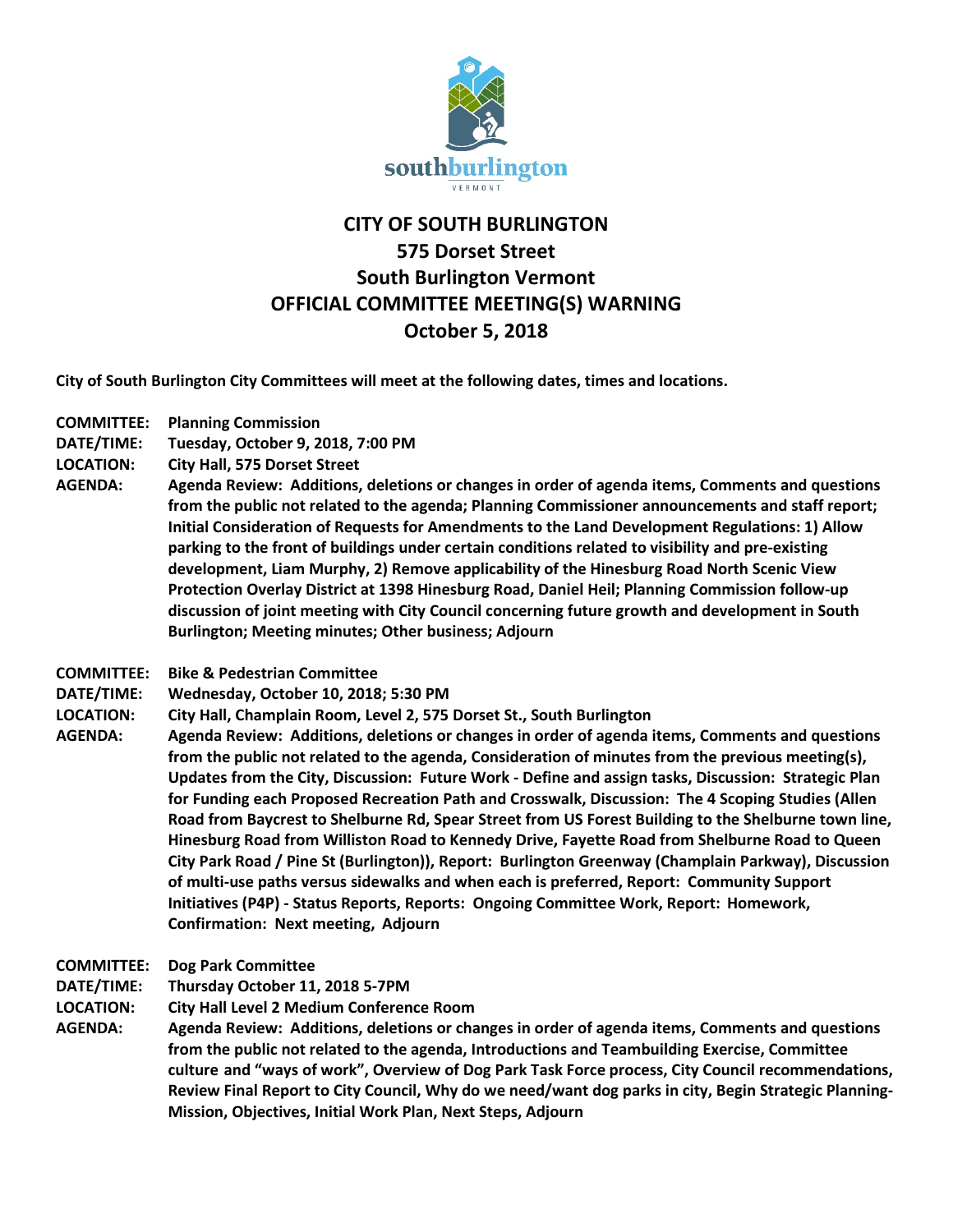# CITY OF SOUTH BURLINGTON
## 575 Dorset Street
## South Burlington Vermont
## OFFICIAL COMMITTEE MEETING(S) WARNING
## October 5, 2018

**City of South Burlington City Committees will meet at the following dates, times and locations.**

**COMMITTEE:** **Planning Commission**
**DATE/TIME:** **Tuesday, October 9, 2018, 7:00 PM**
**LOCATION:** **City Hall, 575 Dorset Street**
**AGENDA:** **Agenda Review: Additions, deletions or changes in order of agenda items, Comments and questions from the public not related to the agenda; Planning Commissioner announcements and staff report; Initial Consideration of Requests for Amendments to the Land Development Regulations: 1) Allow parking to the front of buildings under certain conditions related to visibility and pre-existing development, Liam Murphy, 2) Remove applicability of the Hinesburg Road North Scenic View Protection Overlay District at 1398 Hinesburg Road, Daniel Heil; Planning Commission follow-up discussion of joint meeting with City Council concerning future growth and development in South Burlington; Meeting minutes; Other business; Adjourn**

**COMMITTEE:** **Bike & Pedestrian Committee**
**DATE/TIME:** **Wednesday, October 10, 2018; 5:30 PM**
**LOCATION:** **City Hall, Champlain Room, Level 2, 575 Dorset St., South Burlington**
**AGENDA:** **Agenda Review: Additions, deletions or changes in order of agenda items, Comments and questions from the public not related to the agenda, Consideration of minutes from the previous meeting(s), Updates from the City, Discussion: Future Work - Define and assign tasks, Discussion: Strategic Plan for Funding each Proposed Recreation Path and Crosswalk, Discussion: The 4 Scoping Studies (Allen Road from Baycrest to Shelburne Rd, Spear Street from US Forest Building to the Shelburne town line, Hinesburg Road from Williston Road to Kennedy Drive, Fayette Road from Shelburne Road to Queen City Park Road / Pine St (Burlington)), Report: Burlington Greenway (Champlain Parkway), Discussion of multi-use paths versus sidewalks and when each is preferred, Report: Community Support Initiatives (P4P) - Status Reports, Reports: Ongoing Committee Work, Report: Homework, Confirmation: Next meeting, Adjourn**

**COMMITTEE:** **Dog Park Committee**
**DATE/TIME:** **Thursday October 11, 2018 5-7PM**
**LOCATION:** **City Hall Level 2 Medium Conference Room**
**AGENDA:** **Agenda Review: Additions, deletions or changes in order of agenda items, Comments and questions from the public not related to the agenda, Introductions and Teambuilding Exercise, Committee culture and "ways of work", Overview of Dog Park Task Force process, City Council recommendations, Review Final Report to City Council, Why do we need/want dog parks in city, Begin Strategic Planning-Mission, Objectives, Initial Work Plan, Next Steps, Adjourn**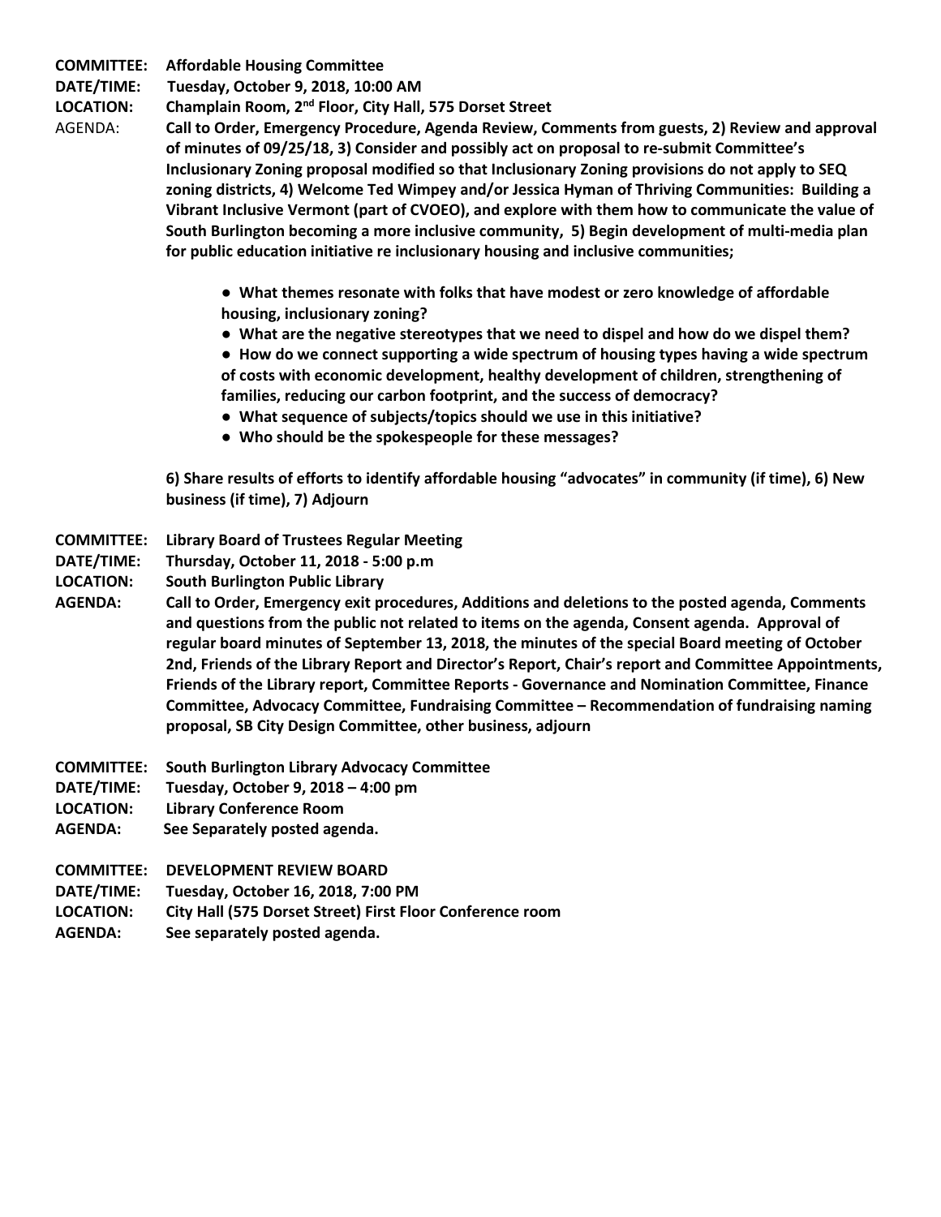**COMMITTEE:** **Affordable Housing Committee**
**DATE/TIME:** **Tuesday, October 9, 2018, 10:00 AM**
**LOCATION:** **Champlain Room, 2nd Floor, City Hall, 575 Dorset Street**
AGENDA: **Call to Order, Emergency Procedure, Agenda Review, Comments from guests, 2) Review and approval of minutes of 09/25/18, 3) Consider and possibly act on proposal to re-submit Committee's Inclusionary Zoning proposal modified so that Inclusionary Zoning provisions do not apply to SEQ zoning districts, 4) Welcome Ted Wimpey and/or Jessica Hyman of Thriving Communities: Building a Vibrant Inclusive Vermont (part of CVOEO), and explore with them how to communicate the value of South Burlington becoming a more inclusive community, 5) Begin development of multi-media plan for public education initiative re inclusionary housing and inclusive communities;**

- **What themes resonate with folks that have modest or zero knowledge of affordable housing, inclusionary zoning?**
- **What are the negative stereotypes that we need to dispel and how do we dispel them?**
- **How do we connect supporting a wide spectrum of housing types having a wide spectrum of costs with economic development, healthy development of children, strengthening of families, reducing our carbon footprint, and the success of democracy?**
- **What sequence of subjects/topics should we use in this initiative?**
- **Who should be the spokespeople for these messages?**

**6) Share results of efforts to identify affordable housing "advocates" in community (if time), 6) New business (if time), 7) Adjourn**

**COMMITTEE:** **Library Board of Trustees Regular Meeting**
**DATE/TIME:** **Thursday, October 11, 2018 - 5:00 p.m**
**LOCATION:** **South Burlington Public Library**
**AGENDA:** **Call to Order, Emergency exit procedures, Additions and deletions to the posted agenda, Comments and questions from the public not related to items on the agenda, Consent agenda. Approval of regular board minutes of September 13, 2018, the minutes of the special Board meeting of October 2nd, Friends of the Library Report and Director's Report, Chair's report and Committee Appointments, Friends of the Library report, Committee Reports - Governance and Nomination Committee, Finance Committee, Advocacy Committee, Fundraising Committee – Recommendation of fundraising naming proposal, SB City Design Committee, other business, adjourn**

**COMMITTEE:** **South Burlington Library Advocacy Committee**
**DATE/TIME:** **Tuesday, October 9, 2018 – 4:00 pm**
**LOCATION:** **Library Conference Room**
**AGENDA:** **See Separately posted agenda.**

**COMMITTEE:** **DEVELOPMENT REVIEW BOARD**
**DATE/TIME:** **Tuesday, October 16, 2018, 7:00 PM**
**LOCATION:** **City Hall (575 Dorset Street) First Floor Conference room**
**AGENDA:** **See separately posted agenda.**